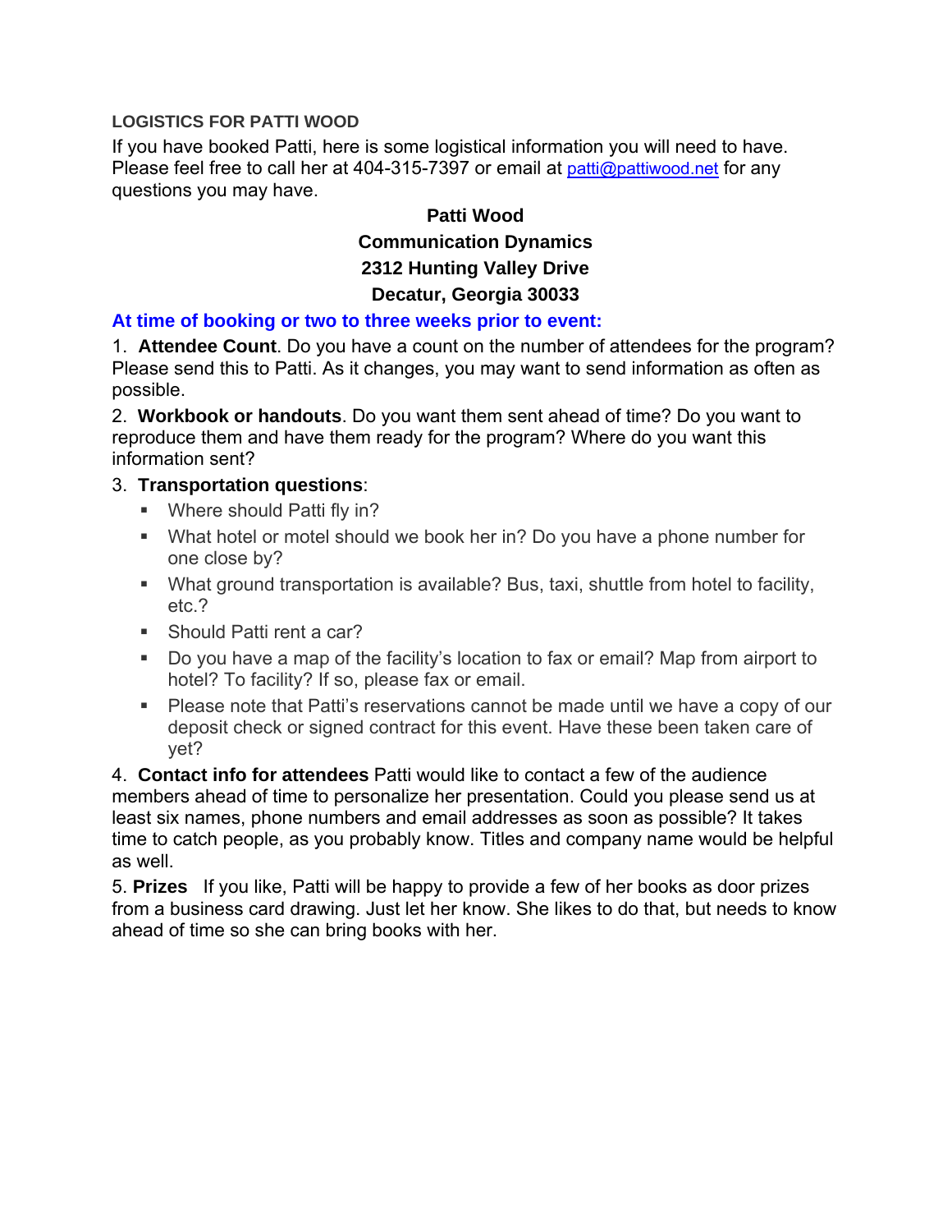## LOGISTICS FOR PATTI WOOD

If you have booked Patti, here is some logistical information you will need to have. Please feel free to call her at 404-315-7397 or email at patti@pattiwood.net for any questions you may have.

**Patti Wood**
**Communication Dynamics**
**2312 Hunting Valley Drive**
**Decatur, Georgia 30033**

### At time of booking or two to three weeks prior to event:

1. **Attendee Count**. Do you have a count on the number of attendees for the program? Please send this to Patti. As it changes, you may want to send information as often as possible.

2. **Workbook or handouts**. Do you want them sent ahead of time? Do you want to reproduce them and have them ready for the program? Where do you want this information sent?

3. **Transportation questions**:
   - Where should Patti fly in?
   - What hotel or motel should we book her in? Do you have a phone number for one close by?
   - What ground transportation is available? Bus, taxi, shuttle from hotel to facility, etc.?
   - Should Patti rent a car?
   - Do you have a map of the facility's location to fax or email? Map from airport to hotel? To facility? If so, please fax or email.
   - Please note that Patti's reservations cannot be made until we have a copy of our deposit check or signed contract for this event. Have these been taken care of yet?

4. **Contact info for attendees** Patti would like to contact a few of the audience members ahead of time to personalize her presentation. Could you please send us at least six names, phone numbers and email addresses as soon as possible? It takes time to catch people, as you probably know. Titles and company name would be helpful as well.

5. **Prizes** If you like, Patti will be happy to provide a few of her books as door prizes from a business card drawing. Just let her know. She likes to do that, but needs to know ahead of time so she can bring books with her.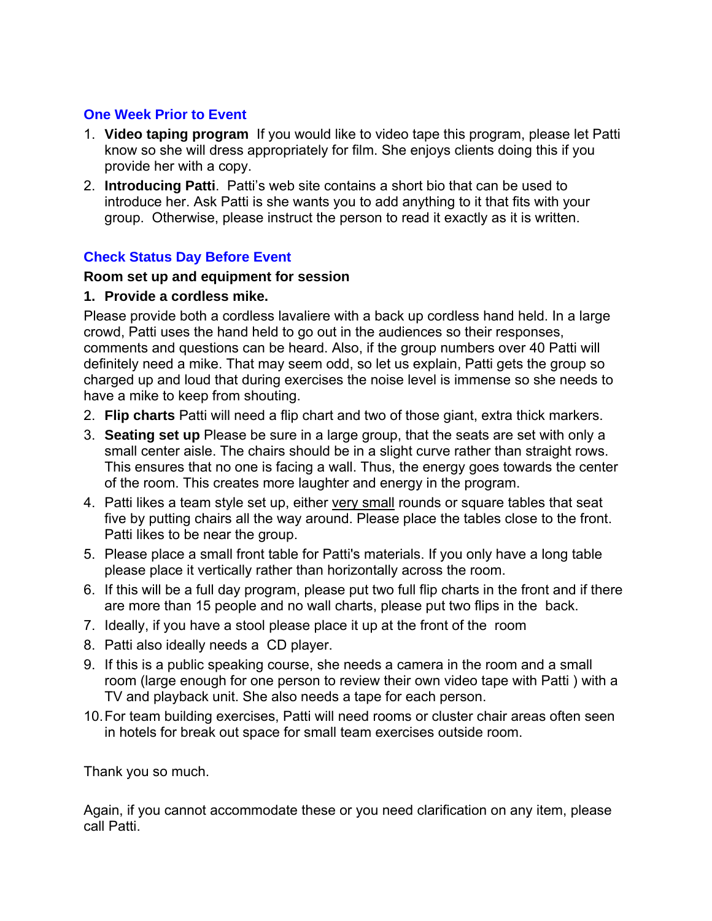## One Week Prior to Event

1. **Video taping program** If you would like to video tape this program, please let Patti know so she will dress appropriately for film. She enjoys clients doing this if you provide her with a copy.
2. **Introducing Patti**. Patti's web site contains a short bio that can be used to introduce her. Ask Patti is she wants you to add anything to it that fits with your group. Otherwise, please instruct the person to read it exactly as it is written.

## Check Status Day Before Event

**Room set up and equipment for session**

**1. Provide a cordless mike.**

Please provide both a cordless lavaliere with a back up cordless hand held. In a large crowd, Patti uses the hand held to go out in the audiences so their responses, comments and questions can be heard. Also, if the group numbers over 40 Patti will definitely need a mike. That may seem odd, so let us explain, Patti gets the group so charged up and loud that during exercises the noise level is immense so she needs to have a mike to keep from shouting.

2. **Flip charts** Patti will need a flip chart and two of those giant, extra thick markers.
3. **Seating set up** Please be sure in a large group, that the seats are set with only a small center aisle. The chairs should be in a slight curve rather than straight rows. This ensures that no one is facing a wall. Thus, the energy goes towards the center of the room. This creates more laughter and energy in the program.
4. Patti likes a team style set up, either <u>very small</u> rounds or square tables that seat five by putting chairs all the way around. Please place the tables close to the front. Patti likes to be near the group.
5. Please place a small front table for Patti's materials. If you only have a long table please place it vertically rather than horizontally across the room.
6. If this will be a full day program, please put two full flip charts in the front and if there are more than 15 people and no wall charts, please put two flips in the back.
7. Ideally, if you have a stool please place it up at the front of the room
8. Patti also ideally needs a CD player.
9. If this is a public speaking course, she needs a camera in the room and a small room (large enough for one person to review their own video tape with Patti ) with a TV and playback unit. She also needs a tape for each person.
10. For team building exercises, Patti will need rooms or cluster chair areas often seen in hotels for break out space for small team exercises outside room.

Thank you so much.

Again, if you cannot accommodate these or you need clarification on any item, please call Patti.